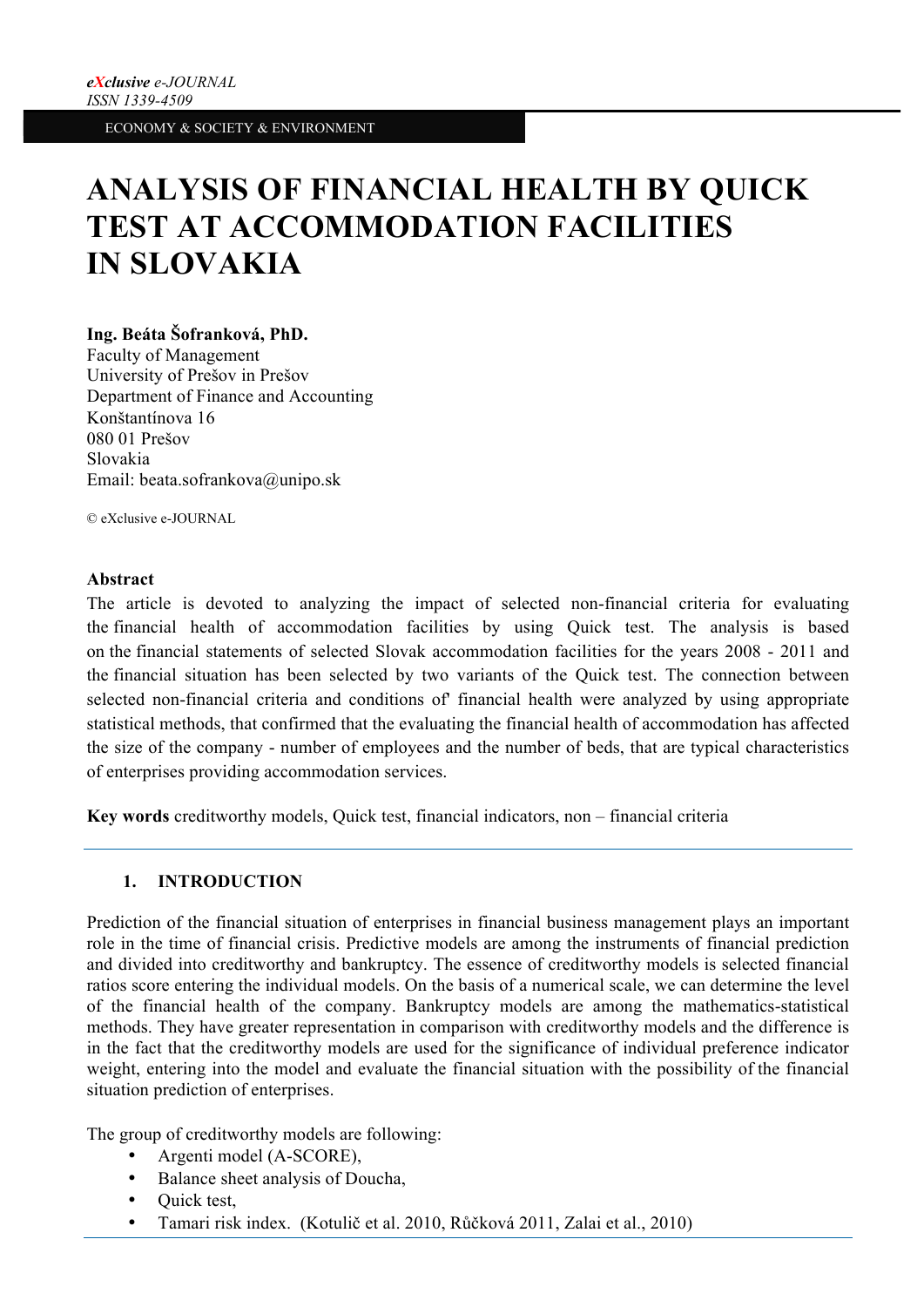# ANALYSIS OF FINANCIAL HEALTH BY QUICK TEST AT ACCOMMODATION FACILITIES IN SLOVAKIA

**Ing. Beáta Šofranková, PhD.**
Faculty of Management
University of Prešov in Prešov
Department of Finance and Accounting
Konštantínova 16
080 01 Prešov
Slovakia
Email: beata.sofrankova@unipo.sk

© eXclusive e-JOURNAL

**Abstract**

The article is devoted to analyzing the impact of selected non-financial criteria for evaluating the financial health of accommodation facilities by using Quick test. The analysis is based on the financial statements of selected Slovak accommodation facilities for the years 2008 - 2011 and the financial situation has been selected by two variants of the Quick test. The connection between selected non-financial criteria and conditions of' financial health were analyzed by using appropriate statistical methods, that confirmed that the evaluating the financial health of accommodation has affected the size of the company - number of employees and the number of beds, that are typical characteristics of enterprises providing accommodation services.

**Key words** creditworthy models, Quick test, financial indicators, non – financial criteria

## 1. INTRODUCTION

Prediction of the financial situation of enterprises in financial business management plays an important role in the time of financial crisis. Predictive models are among the instruments of financial prediction and divided into creditworthy and bankruptcy. The essence of creditworthy models is selected financial ratios score entering the individual models. On the basis of a numerical scale, we can determine the level of the financial health of the company. Bankruptcy models are among the mathematics-statistical methods. They have greater representation in comparison with creditworthy models and the difference is in the fact that the creditworthy models are used for the significance of individual preference indicator weight, entering into the model and evaluate the financial situation with the possibility of the financial situation prediction of enterprises.

The group of creditworthy models are following:

- Argenti model (A-SCORE),
- Balance sheet analysis of Doucha,
- Quick test,
- Tamari risk index. (Kotulič et al. 2010, Růčková 2011, Zalai et al., 2010)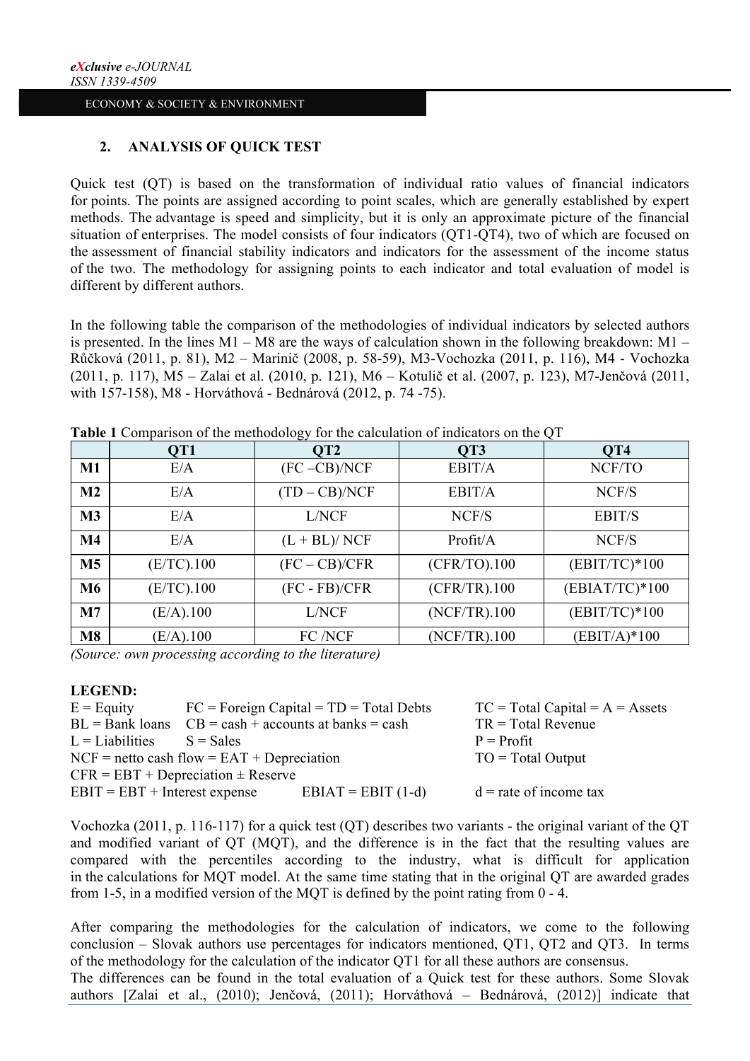## 2. ANALYSIS OF QUICK TEST

Quick test (QT) is based on the transformation of individual ratio values of financial indicators for points. The points are assigned according to point scales, which are generally established by expert methods. The advantage is speed and simplicity, but it is only an approximate picture of the financial situation of enterprises. The model consists of four indicators (QT1-QT4), two of which are focused on the assessment of financial stability indicators and indicators for the assessment of the income status of the two. The methodology for assigning points to each indicator and total evaluation of model is different by different authors.

In the following table the comparison of the methodologies of individual indicators by selected authors is presented. In the lines M1 – M8 are the ways of calculation shown in the following breakdown: M1 – Růčková (2011, p. 81), M2 – Marinič (2008, p. 58-59), M3-Vochozka (2011, p. 116), M4 - Vochozka (2011, p. 117), M5 – Zalai et al. (2010, p. 121), M6 – Kotulič et al. (2007, p. 123), M7-Jenčová (2011, with 157-158), M8 - Horváthová - Bednárová (2012, p. 74 -75).

**Table 1** Comparison of the methodology for the calculation of indicators on the QT

| | QT1 | QT2 | QT3 | QT4 |
|---|---|---|---|---|
| **M1** | E/A | (FC –CB)/NCF | EBIT/A | NCF/TO |
| **M2** | E/A | (TD – CB)/NCF | EBIT/A | NCF/S |
| **M3** | E/A | L/NCF | NCF/S | EBIT/S |
| **M4** | E/A | (L + BL)/ NCF | Profit/A | NCF/S |
| **M5** | (E/TC).100 | (FC – CB)/CFR | (CFR/TO).100 | (EBIT/TC)*100 |
| **M6** | (E/TC).100 | (FC - FB)/CFR | (CFR/TR).100 | (EBIAT/TC)*100 |
| **M7** | (E/A).100 | L/NCF | (NCF/TR).100 | (EBIT/TC)*100 |
| **M8** | (E/A).100 | FC /NCF | (NCF/TR).100 | (EBIT/A)*100 |

*(Source: own processing according to the literature)*

**LEGEND:**

E = Equity  FC = Foreign Capital = TD = Total Debts  TC = Total Capital = A = Assets
BL = Bank loans  CB = cash + accounts at banks = cash  TR = Total Revenue
L = Liabilities  S = Sales  P = Profit
NCF = netto cash flow = EAT + Depreciation  TO = Total Output
CFR = EBT + Depreciation ± Reserve
EBIT = EBT + Interest expense  EBIAT = EBIT (1-d)  d = rate of income tax

Vochozka (2011, p. 116-117) for a quick test (QT) describes two variants - the original variant of the QT and modified variant of QT (MQT), and the difference is in the fact that the resulting values are compared with the percentiles according to the industry, what is difficult for application in the calculations for MQT model. At the same time stating that in the original QT are awarded grades from 1-5, in a modified version of the MQT is defined by the point rating from 0 - 4.

After comparing the methodologies for the calculation of indicators, we come to the following conclusion – Slovak authors use percentages for indicators mentioned, QT1, QT2 and QT3. In terms of the methodology for the calculation of the indicator QT1 for all these authors are consensus.
The differences can be found in the total evaluation of a Quick test for these authors. Some Slovak authors [Zalai et al., (2010); Jenčová, (2011); Horváthová – Bednárová, (2012)] indicate that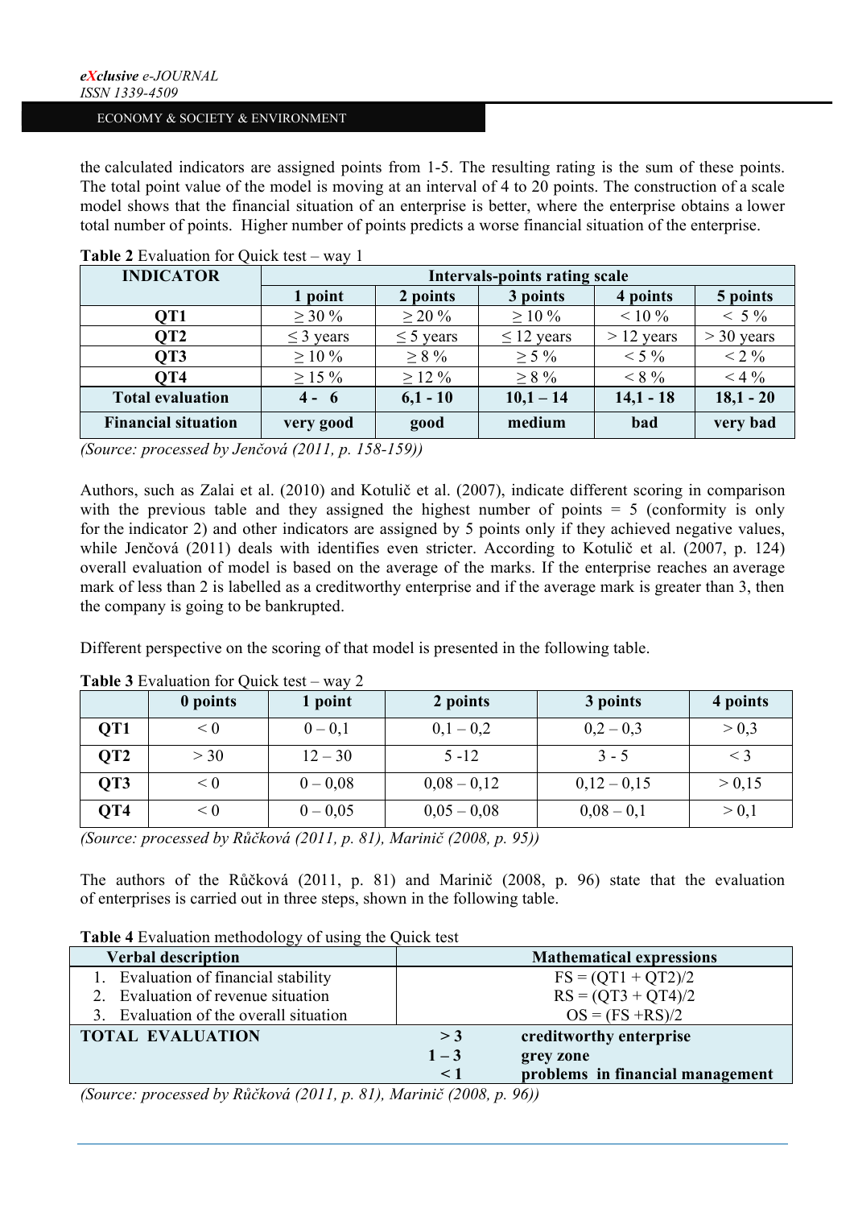the calculated indicators are assigned points from 1-5. The resulting rating is the sum of these points. The total point value of the model is moving at an interval of 4 to 20 points. The construction of a scale model shows that the financial situation of an enterprise is better, where the enterprise obtains a lower total number of points. Higher number of points predicts a worse financial situation of the enterprise.

**Table 2** Evaluation for Quick test – way 1

| INDICATOR | Intervals-points rating scale | | | | |
|---|---|---|---|---|---|
| | 1 point | 2 points | 3 points | 4 points | 5 points |
| QT1 | ≥ 30 % | ≥ 20 % | ≥ 10 % | < 10 % | < 5 % |
| QT2 | ≤ 3 years | ≤ 5 years | ≤ 12 years | > 12 years | > 30 years |
| QT3 | ≥ 10 % | ≥ 8 % | ≥ 5 % | < 5 % | < 2 % |
| QT4 | ≥ 15 % | ≥ 12 % | ≥ 8 % | < 8 % | < 4 % |
| **Total evaluation** | **4 - 6** | **6,1 - 10** | **10,1 – 14** | **14,1 - 18** | **18,1 - 20** |
| **Financial situation** | **very good** | **good** | **medium** | **bad** | **very bad** |

*(Source: processed by Jenčová (2011, p. 158-159))*

Authors, such as Zalai et al. (2010) and Kotulič et al. (2007), indicate different scoring in comparison with the previous table and they assigned the highest number of points = 5 (conformity is only for the indicator 2) and other indicators are assigned by 5 points only if they achieved negative values, while Jenčová (2011) deals with identifies even stricter. According to Kotulič et al. (2007, p. 124) overall evaluation of model is based on the average of the marks. If the enterprise reaches an average mark of less than 2 is labelled as a creditworthy enterprise and if the average mark is greater than 3, then the company is going to be bankrupted.

Different perspective on the scoring of that model is presented in the following table.

**Table 3** Evaluation for Quick test – way 2

| | 0 points | 1 point | 2 points | 3 points | 4 points |
|---|---|---|---|---|---|
| **QT1** | < 0 | 0 – 0,1 | 0,1 – 0,2 | 0,2 – 0,3 | > 0,3 |
| **QT2** | > 30 | 12 – 30 | 5 -12 | 3 - 5 | < 3 |
| **QT3** | < 0 | 0 – 0,08 | 0,08 – 0,12 | 0,12 – 0,15 | > 0,15 |
| **QT4** | < 0 | 0 – 0,05 | 0,05 – 0,08 | 0,08 – 0,1 | > 0,1 |

*(Source: processed by Růčková (2011, p. 81), Marinič (2008, p. 95))*

The authors of the Růčková (2011, p. 81) and Marinič (2008, p. 96) state that the evaluation of enterprises is carried out in three steps, shown in the following table.

**Table 4** Evaluation methodology of using the Quick test

| Verbal description | Mathematical expressions | |
|---|---|---|
| 1. Evaluation of financial stability | FS = (QT1 + QT2)/2 | |
| 2. Evaluation of revenue situation | RS = (QT3 + QT4)/2 | |
| 3. Evaluation of the overall situation | OS = (FS +RS)/2 | |
| **TOTAL EVALUATION** | **> 3** | **creditworthy enterprise** |
| | **1 – 3** | **grey zone** |
| | **< 1** | **problems in financial management** |

*(Source: processed by Růčková (2011, p. 81), Marinič (2008, p. 96))*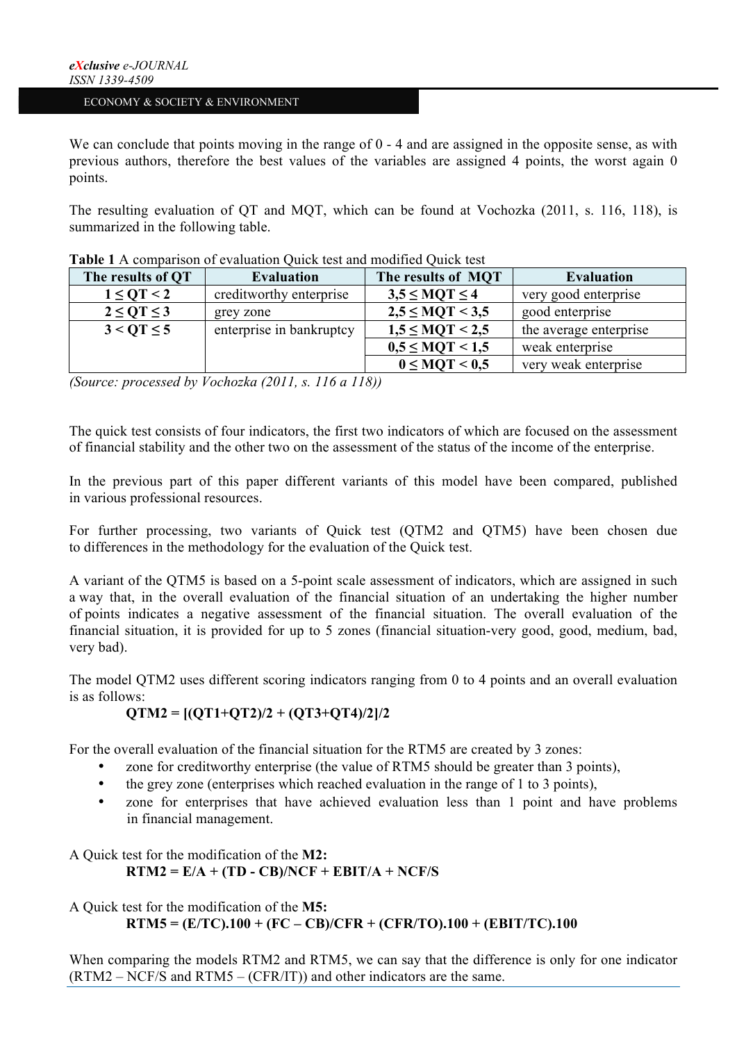We can conclude that points moving in the range of 0 - 4 and are assigned in the opposite sense, as with previous authors, therefore the best values of the variables are assigned 4 points, the worst again 0 points.

The resulting evaluation of QT and MQT, which can be found at Vochozka (2011, s. 116, 118), is summarized in the following table.

**Table 1** A comparison of evaluation Quick test and modified Quick test

| The results of QT | Evaluation | The results of MQT | Evaluation |
|---|---|---|---|
| $1 \leq QT < 2$ | creditworthy enterprise | $3{,}5 \leq MQT \leq 4$ | very good enterprise |
| $2 \leq QT \leq 3$ | grey zone | $2{,}5 \leq MQT < 3{,}5$ | good enterprise |
| $3 < QT \leq 5$ | enterprise in bankruptcy | $1{,}5 \leq MQT < 2{,}5$ | the average enterprise |
| | | $0{,}5 \leq MQT < 1{,}5$ | weak enterprise |
| | | $0 \leq MQT < 0{,}5$ | very weak enterprise |

*(Source: processed by Vochozka (2011, s. 116 a 118))*

The quick test consists of four indicators, the first two indicators of which are focused on the assessment of financial stability and the other two on the assessment of the status of the income of the enterprise.

In the previous part of this paper different variants of this model have been compared, published in various professional resources.

For further processing, two variants of Quick test (QTM2 and QTM5) have been chosen due to differences in the methodology for the evaluation of the Quick test.

A variant of the QTM5 is based on a 5-point scale assessment of indicators, which are assigned in such a way that, in the overall evaluation of the financial situation of an undertaking the higher number of points indicates a negative assessment of the financial situation. The overall evaluation of the financial situation, it is provided for up to 5 zones (financial situation-very good, good, medium, bad, very bad).

The model QTM2 uses different scoring indicators ranging from 0 to 4 points and an overall evaluation is as follows:

$$\mathbf{QTM2 = [(QT1+QT2)/2 + (QT3+QT4)/2]/2}$$

For the overall evaluation of the financial situation for the RTM5 are created by 3 zones:

- zone for creditworthy enterprise (the value of RTM5 should be greater than 3 points),
- the grey zone (enterprises which reached evaluation in the range of 1 to 3 points),
- zone for enterprises that have achieved evaluation less than 1 point and have problems in financial management.

A Quick test for the modification of the **M2:**

$$\mathbf{RTM2 = E/A + (TD - CB)/NCF + EBIT/A + NCF/S}$$

A Quick test for the modification of the **M5:**

$$\mathbf{RTM5 = (E/TC).100 + (FC - CB)/CFR + (CFR/TO).100 + (EBIT/TC).100}$$

When comparing the models RTM2 and RTM5, we can say that the difference is only for one indicator (RTM2 – NCF/S and RTM5 – (CFR/IT)) and other indicators are the same.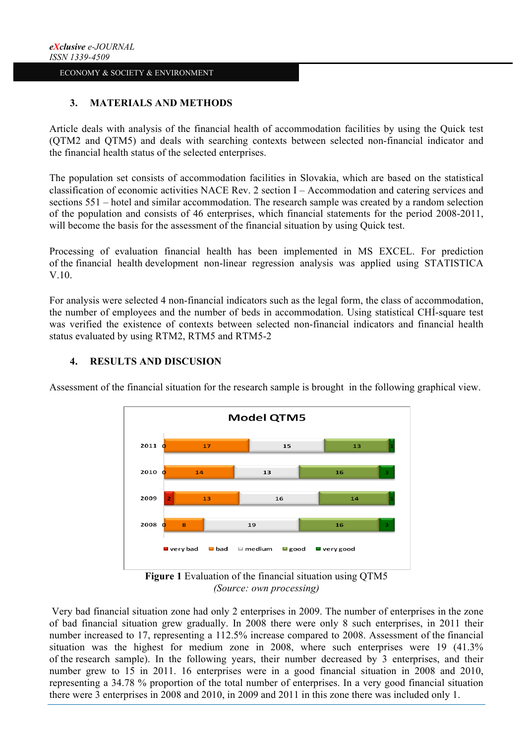## 3. MATERIALS AND METHODS

Article deals with analysis of the financial health of accommodation facilities by using the Quick test (QTM2 and QTM5) and deals with searching contexts between selected non-financial indicator and the financial health status of the selected enterprises.

The population set consists of accommodation facilities in Slovakia, which are based on the statistical classification of economic activities NACE Rev. 2 section I – Accommodation and catering services and sections 551 – hotel and similar accommodation. The research sample was created by a random selection of the population and consists of 46 enterprises, which financial statements for the period 2008-2011, will become the basis for the assessment of the financial situation by using Quick test.

Processing of evaluation financial health has been implemented in MS EXCEL. For prediction of the financial health development non-linear regression analysis was applied using STATISTICA V.10.

For analysis were selected 4 non-financial indicators such as the legal form, the class of accommodation, the number of employees and the number of beds in accommodation. Using statistical CHÍ-square test was verified the existence of contexts between selected non-financial indicators and financial health status evaluated by using RTM2, RTM5 and RTM5-2

## 4. RESULTS AND DISCUSION

Assessment of the financial situation for the research sample is brought in the following graphical view.

**Model QTM5**

| Year | very bad | bad | medium | good | very good |
|---|---|---|---|---|---|
| 2011 | 0 | 17 | 15 | 13 | 1 |
| 2010 | 0 | 14 | 13 | 16 | 3 |
| 2009 | 2 | 13 | 16 | 14 | 1 |
| 2008 | 0 | 8 | 19 | 16 | 3 |

**Figure 1** Evaluation of the financial situation using QTM5
*(Source: own processing)*

Very bad financial situation zone had only 2 enterprises in 2009. The number of enterprises in the zone of bad financial situation grew gradually. In 2008 there were only 8 such enterprises, in 2011 their number increased to 17, representing a 112.5% increase compared to 2008. Assessment of the financial situation was the highest for medium zone in 2008, where such enterprises were 19 (41.3% of the research sample). In the following years, their number decreased by 3 enterprises, and their number grew to 15 in 2011. 16 enterprises were in a good financial situation in 2008 and 2010, representing a 34.78 % proportion of the total number of enterprises. In a very good financial situation there were 3 enterprises in 2008 and 2010, in 2009 and 2011 in this zone there was included only 1.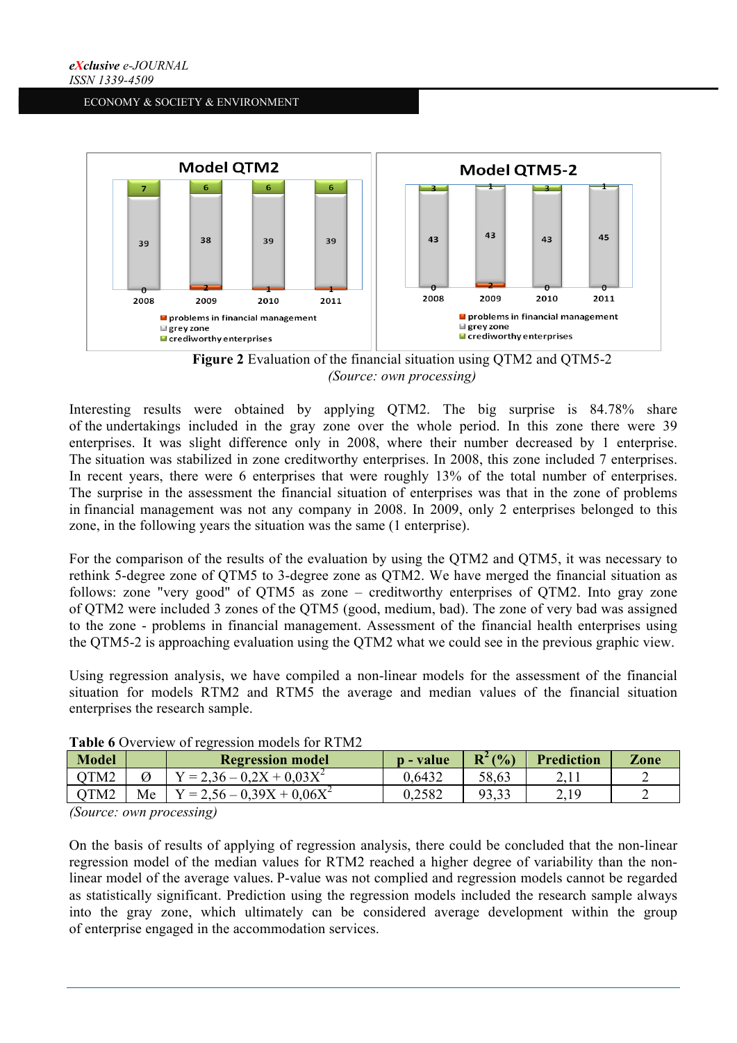**Figure 2** Evaluation of the financial situation using QTM2 and QTM5-2
*(Source: own processing)*

Interesting results were obtained by applying QTM2. The big surprise is 84.78% share of the undertakings included in the gray zone over the whole period. In this zone there were 39 enterprises. It was slight difference only in 2008, where their number decreased by 1 enterprise. The situation was stabilized in zone creditworthy enterprises. In 2008, this zone included 7 enterprises. In recent years, there were 6 enterprises that were roughly 13% of the total number of enterprises. The surprise in the assessment the financial situation of enterprises was that in the zone of problems in financial management was not any company in 2008. In 2009, only 2 enterprises belonged to this zone, in the following years the situation was the same (1 enterprise).

For the comparison of the results of the evaluation by using the QTM2 and QTM5, it was necessary to rethink 5-degree zone of QTM5 to 3-degree zone as QTM2. We have merged the financial situation as follows: zone "very good" of QTM5 as zone – creditworthy enterprises of QTM2. Into gray zone of QTM2 were included 3 zones of the QTM5 (good, medium, bad). The zone of very bad was assigned to the zone - problems in financial management. Assessment of the financial health enterprises using the QTM5-2 is approaching evaluation using the QTM2 what we could see in the previous graphic view.

Using regression analysis, we have compiled a non-linear models for the assessment of the financial situation for models RTM2 and RTM5 the average and median values of the financial situation enterprises the research sample.

**Table 6** Overview of regression models for RTM2

| Model | | Regression model | p - value | $R^2$ (%) | Prediction | Zone |
|---|---|---|---|---|---|---|
| QTM2 | Ø | $Y = 2{,}36 – 0{,}2X + 0{,}03X^2$ | 0,6432 | 58,63 | 2,11 | 2 |
| QTM2 | Me | $Y = 2{,}56 – 0{,}39X + 0{,}06X^2$ | 0,2582 | 93,33 | 2,19 | 2 |

*(Source: own processing)*

On the basis of results of applying of regression analysis, there could be concluded that the non-linear regression model of the median values for RTM2 reached a higher degree of variability than the non-linear model of the average values. P-value was not complied and regression models cannot be regarded as statistically significant. Prediction using the regression models included the research sample always into the gray zone, which ultimately can be considered average development within the group of enterprise engaged in the accommodation services.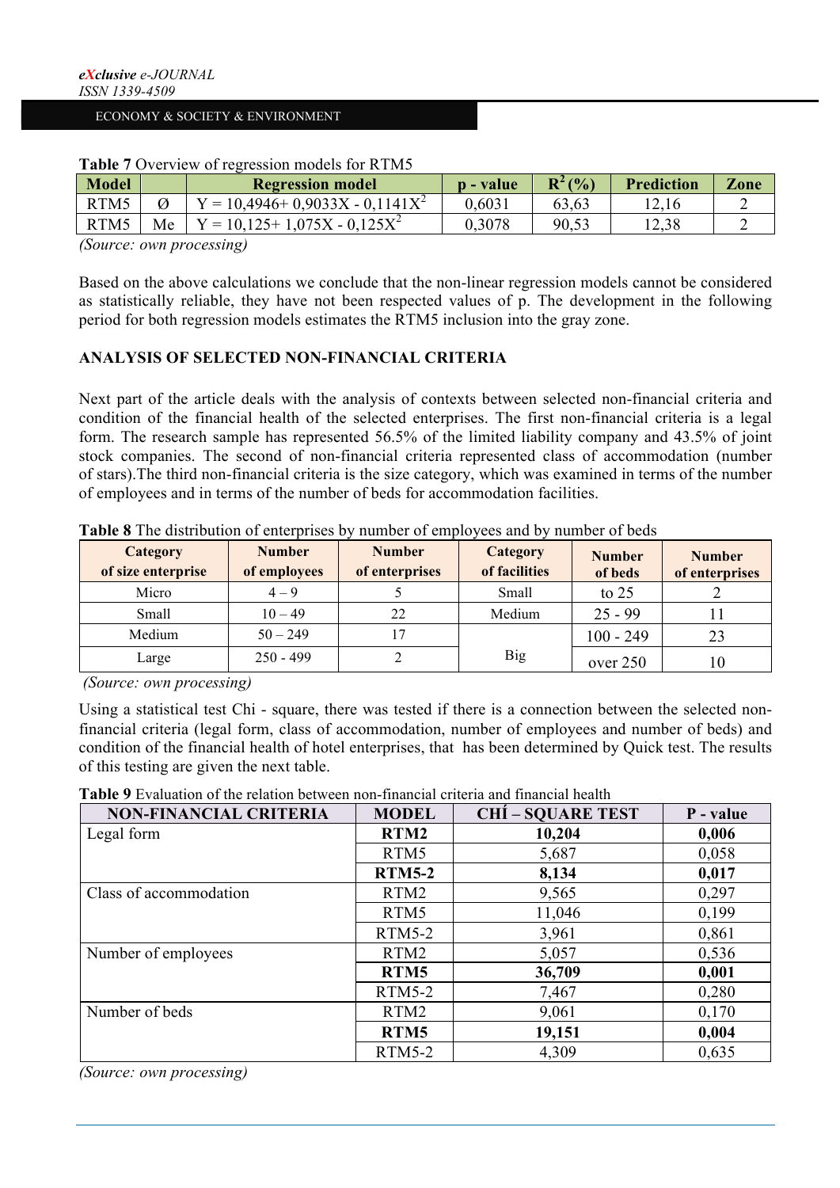**Table 7** Overview of regression models for RTM5

| Model | | Regression model | p - value | $R^2$ (%) | Prediction | Zone |
|---|---|---|---|---|---|---|
| RTM5 | Ø | $Y = 10{,}4946 + 0{,}9033X - 0{,}1141X^2$ | 0,6031 | 63,63 | 12,16 | 2 |
| RTM5 | Me | $Y = 10{,}125 + 1{,}075X - 0{,}125X^2$ | 0,3078 | 90,53 | 12,38 | 2 |

*(Source: own processing)*

Based on the above calculations we conclude that the non-linear regression models cannot be considered as statistically reliable, they have not been respected values of p. The development in the following period for both regression models estimates the RTM5 inclusion into the gray zone.

## ANALYSIS OF SELECTED NON-FINANCIAL CRITERIA

Next part of the article deals with the analysis of contexts between selected non-financial criteria and condition of the financial health of the selected enterprises. The first non-financial criteria is a legal form. The research sample has represented 56.5% of the limited liability company and 43.5% of joint stock companies. The second of non-financial criteria represented class of accommodation (number of stars).The third non-financial criteria is the size category, which was examined in terms of the number of employees and in terms of the number of beds for accommodation facilities.

**Table 8** The distribution of enterprises by number of employees and by number of beds

| Category of size enterprise | Number of employees | Number of enterprises | Category of facilities | Number of beds | Number of enterprises |
|---|---|---|---|---|---|
| Micro | 4 – 9 | 5 | Small | to 25 | 2 |
| Small | 10 – 49 | 22 | Medium | 25 - 99 | 11 |
| Medium | 50 – 249 | 17 | Big | 100 - 249 | 23 |
| Large | 250 - 499 | 2 | | over 250 | 10 |

*(Source: own processing)*

Using a statistical test Chi - square, there was tested if there is a connection between the selected non-financial criteria (legal form, class of accommodation, number of employees and number of beds) and condition of the financial health of hotel enterprises, that has been determined by Quick test. The results of this testing are given the next table.

**Table 9** Evaluation of the relation between non-financial criteria and financial health

| NON-FINANCIAL CRITERIA | MODEL | CHÍ – SQUARE TEST | P - value |
|---|---|---|---|
| Legal form | **RTM2** | **10,204** | **0,006** |
| | RTM5 | 5,687 | 0,058 |
| | **RTM5-2** | **8,134** | **0,017** |
| Class of accommodation | RTM2 | 9,565 | 0,297 |
| | RTM5 | 11,046 | 0,199 |
| | RTM5-2 | 3,961 | 0,861 |
| Number of employees | RTM2 | 5,057 | 0,536 |
| | **RTM5** | **36,709** | **0,001** |
| | RTM5-2 | 7,467 | 0,280 |
| Number of beds | RTM2 | 9,061 | 0,170 |
| | **RTM5** | **19,151** | **0,004** |
| | RTM5-2 | 4,309 | 0,635 |

*(Source: own processing)*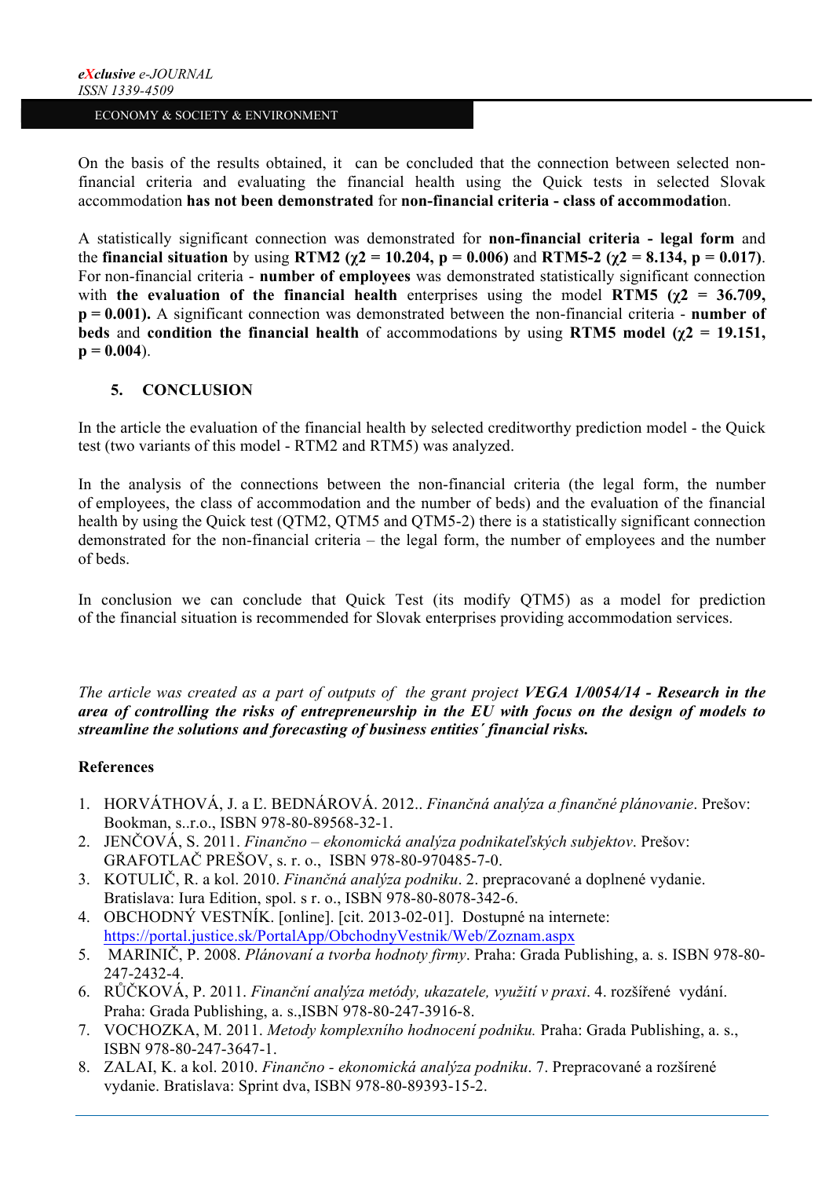On the basis of the results obtained, it can be concluded that the connection between selected non-financial criteria and evaluating the financial health using the Quick tests in selected Slovak accommodation **has not been demonstrated** for **non-financial criteria - class of accommodatio**n.

A statistically significant connection was demonstrated for **non-financial criteria - legal form** and the **financial situation** by using **RTM2 ($\chi2 = 10.204$, $p = 0.006$)** and **RTM5-2 ($\chi2 = 8.134$, $p = 0.017$)**. For non-financial criteria - **number of employees** was demonstrated statistically significant connection with **the evaluation of the financial health** enterprises using the model **RTM5 ($\chi2 = 36.709$, $p = 0.001$).** A significant connection was demonstrated between the non-financial criteria - **number of beds** and **condition the financial health** of accommodations by using **RTM5 model ($\chi2 = 19.151$, $p = 0.004$**).

## 5. CONCLUSION

In the article the evaluation of the financial health by selected creditworthy prediction model - the Quick test (two variants of this model - RTM2 and RTM5) was analyzed.

In the analysis of the connections between the non-financial criteria (the legal form, the number of employees, the class of accommodation and the number of beds) and the evaluation of the financial health by using the Quick test (QTM2, QTM5 and QTM5-2) there is a statistically significant connection demonstrated for the non-financial criteria – the legal form, the number of employees and the number of beds.

In conclusion we can conclude that Quick Test (its modify QTM5) as a model for prediction of the financial situation is recommended for Slovak enterprises providing accommodation services.

*The article was created as a part of outputs of the grant project* ***VEGA 1/0054/14 - Research in the area of controlling the risks of entrepreneurship in the EU with focus on the design of models to streamline the solutions and forecasting of business entities´ financial risks.***

**References**

1. HORVÁTHOVÁ, J. a Ľ. BEDNÁROVÁ. 2012.. *Finančná analýza a finančné plánovanie*. Prešov: Bookman, s..r.o., ISBN 978-80-89568-32-1.
2. JENČOVÁ, S. 2011. *Finančno – ekonomická analýza podnikateľských subjektov*. Prešov: GRAFOTLAČ PREŠOV, s. r. o., ISBN 978-80-970485-7-0.
3. KOTULIČ, R. a kol. 2010. *Finančná analýza podniku*. 2. prepracované a doplnené vydanie. Bratislava: Iura Edition, spol. s r. o., ISBN 978-80-8078-342-6.
4. OBCHODNÝ VESTNÍK. [online]. [cit. 2013-02-01]. Dostupné na internete: https://portal.justice.sk/PortalApp/ObchodnyVestnik/Web/Zoznam.aspx
5. MARINIČ, P. 2008. *Plánovaní a tvorba hodnoty firmy*. Praha: Grada Publishing, a. s. ISBN 978-80-247-2432-4.
6. RŮČKOVÁ, P. 2011. *Finanční analýza metódy, ukazatele, využití v praxi*. 4. rozšířené vydání. Praha: Grada Publishing, a. s.,ISBN 978-80-247-3916-8.
7. VOCHOZKA, M. 2011. *Metody komplexního hodnocení podniku.* Praha: Grada Publishing, a. s., ISBN 978-80-247-3647-1.
8. ZALAI, K. a kol. 2010. *Finančno - ekonomická analýza podniku*. 7. Prepracované a rozšírené vydanie. Bratislava: Sprint dva, ISBN 978-80-89393-15-2.